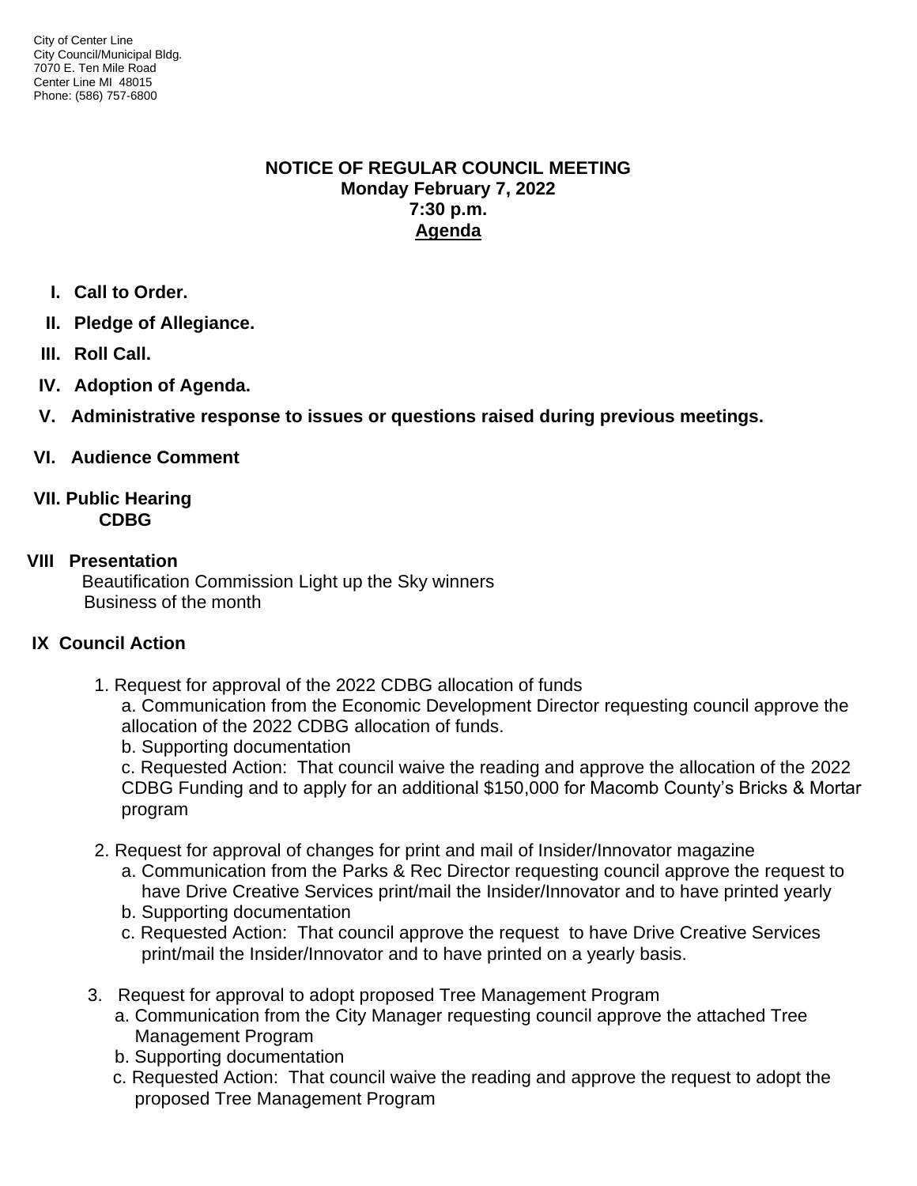City of Center Line
City Council/Municipal Bldg.
7070 E. Ten Mile Road
Center Line MI 48015
Phone: (586) 757-6800

# NOTICE OF REGULAR COUNCIL MEETING
**Monday February 7, 2022**
**7:30 p.m.**
**Agenda**

**I. Call to Order.**

**II. Pledge of Allegiance.**

**III. Roll Call.**

**IV. Adoption of Agenda.**

**V. Administrative response to issues or questions raised during previous meetings.**

**VI. Audience Comment**

**VII. Public Hearing**
**CDBG**

**VIII Presentation**
Beautification Commission Light up the Sky winners
Business of the month

**IX Council Action**

1. Request for approval of the 2022 CDBG allocation of funds
   a. Communication from the Economic Development Director requesting council approve the allocation of the 2022 CDBG allocation of funds.
   b. Supporting documentation
   c. Requested Action: That council waive the reading and approve the allocation of the 2022 CDBG Funding and to apply for an additional $150,000 for Macomb County's Bricks & Mortar program

2. Request for approval of changes for print and mail of Insider/Innovator magazine
   a. Communication from the Parks & Rec Director requesting council approve the request to have Drive Creative Services print/mail the Insider/Innovator and to have printed yearly
   b. Supporting documentation
   c. Requested Action: That council approve the request to have Drive Creative Services print/mail the Insider/Innovator and to have printed on a yearly basis.

3. Request for approval to adopt proposed Tree Management Program
   a. Communication from the City Manager requesting council approve the attached Tree Management Program
   b. Supporting documentation
   c. Requested Action: That council waive the reading and approve the request to adopt the proposed Tree Management Program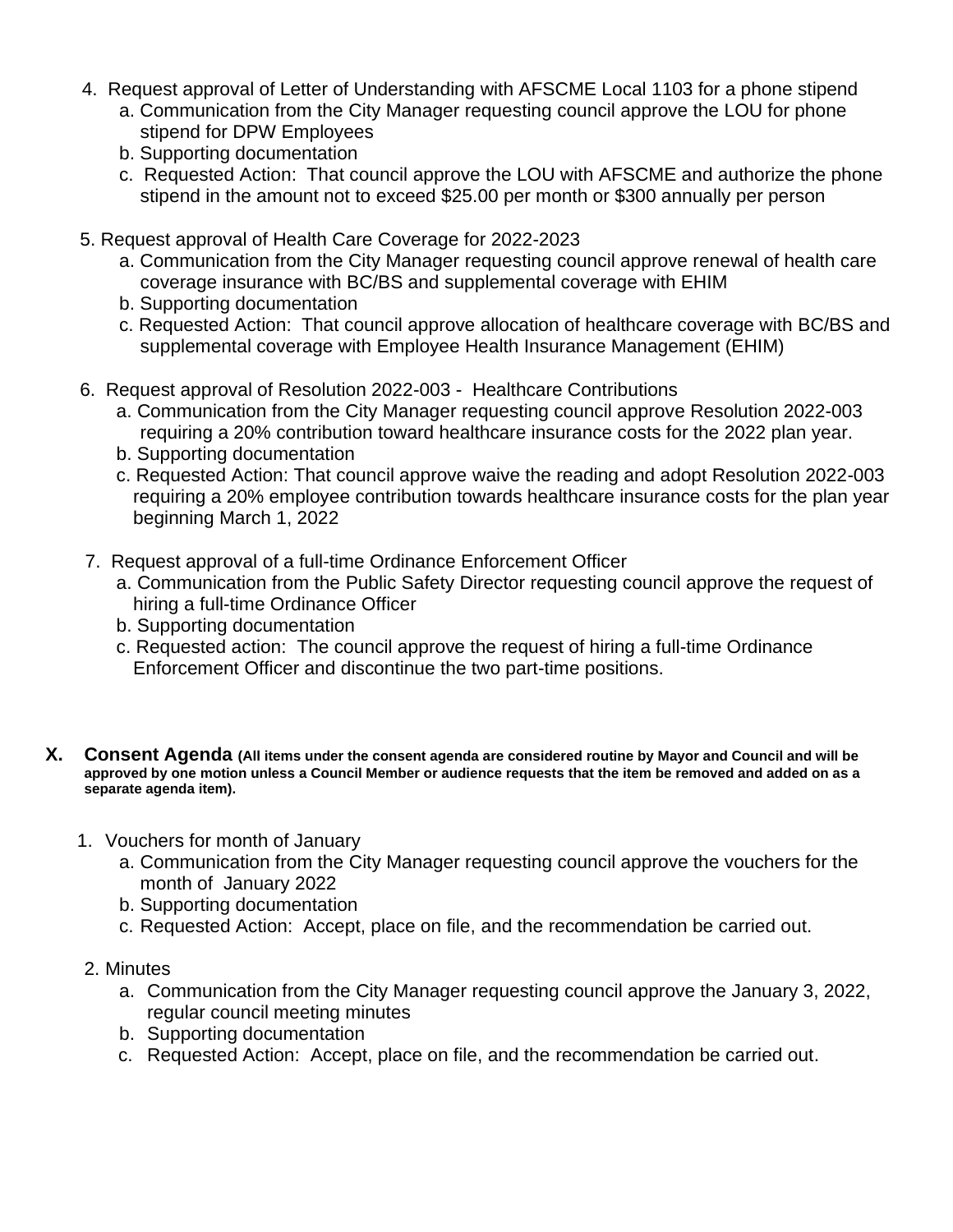4. Request approval of Letter of Understanding with AFSCME Local 1103 for a phone stipend
    a. Communication from the City Manager requesting council approve the LOU for phone stipend for DPW Employees
    b. Supporting documentation
    c. Requested Action: That council approve the LOU with AFSCME and authorize the phone stipend in the amount not to exceed $25.00 per month or $300 annually per person

5. Request approval of Health Care Coverage for 2022-2023
    a. Communication from the City Manager requesting council approve renewal of health care coverage insurance with BC/BS and supplemental coverage with EHIM
    b. Supporting documentation
    c. Requested Action: That council approve allocation of healthcare coverage with BC/BS and supplemental coverage with Employee Health Insurance Management (EHIM)

6. Request approval of Resolution 2022-003 - Healthcare Contributions
    a. Communication from the City Manager requesting council approve Resolution 2022-003 requiring a 20% contribution toward healthcare insurance costs for the 2022 plan year.
    b. Supporting documentation
    c. Requested Action: That council approve waive the reading and adopt Resolution 2022-003 requiring a 20% employee contribution towards healthcare insurance costs for the plan year beginning March 1, 2022

7. Request approval of a full-time Ordinance Enforcement Officer
    a. Communication from the Public Safety Director requesting council approve the request of hiring a full-time Ordinance Officer
    b. Supporting documentation
    c. Requested action: The council approve the request of hiring a full-time Ordinance Enforcement Officer and discontinue the two part-time positions.

## X. Consent Agenda **(All items under the consent agenda are considered routine by Mayor and Council and will be approved by one motion unless a Council Member or audience requests that the item be removed and added on as a separate agenda item).**

1. Vouchers for month of January
    a. Communication from the City Manager requesting council approve the vouchers for the month of January 2022
    b. Supporting documentation
    c. Requested Action: Accept, place on file, and the recommendation be carried out.

2. Minutes
    a. Communication from the City Manager requesting council approve the January 3, 2022, regular council meeting minutes
    b. Supporting documentation
    c. Requested Action: Accept, place on file, and the recommendation be carried out.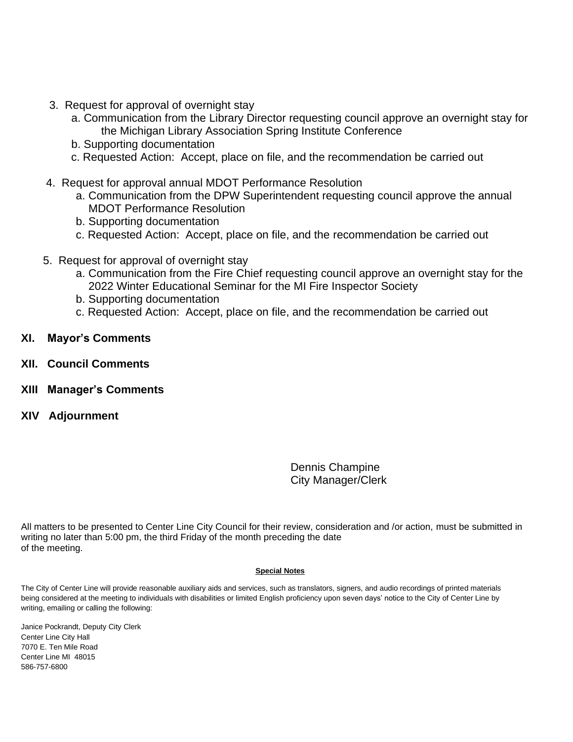3. Request for approval of overnight stay
   a. Communication from the Library Director requesting council approve an overnight stay for the Michigan Library Association Spring Institute Conference
   b. Supporting documentation
   c. Requested Action: Accept, place on file, and the recommendation be carried out

4. Request for approval annual MDOT Performance Resolution
   a. Communication from the DPW Superintendent requesting council approve the annual MDOT Performance Resolution
   b. Supporting documentation
   c. Requested Action: Accept, place on file, and the recommendation be carried out

5. Request for approval of overnight stay
   a. Communication from the Fire Chief requesting council approve an overnight stay for the 2022 Winter Educational Seminar for the MI Fire Inspector Society
   b. Supporting documentation
   c. Requested Action: Accept, place on file, and the recommendation be carried out

**XI. Mayor's Comments**

**XII. Council Comments**

**XIII Manager's Comments**

**XIV Adjournment**

Dennis Champine
City Manager/Clerk

All matters to be presented to Center Line City Council for their review, consideration and /or action, must be submitted in writing no later than 5:00 pm, the third Friday of the month preceding the date of the meeting.

**Special Notes**

The City of Center Line will provide reasonable auxiliary aids and services, such as translators, signers, and audio recordings of printed materials being considered at the meeting to individuals with disabilities or limited English proficiency upon seven days' notice to the City of Center Line by writing, emailing or calling the following:

Janice Pockrandt, Deputy City Clerk
Center Line City Hall
7070 E. Ten Mile Road
Center Line MI 48015
586-757-6800